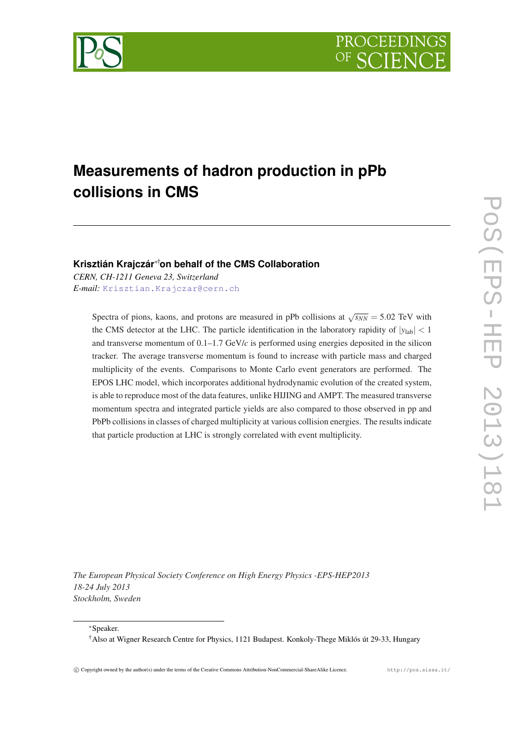// Measurements of hadron production in pPb collisions in CMS

# Measurements of hadron production in pPb collisions in CMS

**Krisztián Krajczár**[\*][†] **on behalf of the CMS Collaboration**

*CERN, CH-1211 Geneva 23, Switzerland*

*E-mail:* Krisztian.Krajczar@cern.ch

Spectra of pions, kaons, and protons are measured in pPb collisions at $\sqrt{s_{NN}} = 5.02$ TeV with the CMS detector at the LHC. The particle identification in the laboratory rapidity of $|y_{\rm lab}| < 1$ and transverse momentum of 0.1–1.7 GeV/$c$ is performed using energies deposited in the silicon tracker. The average transverse momentum is found to increase with particle mass and charged multiplicity of the events. Comparisons to Monte Carlo event generators are performed. The EPOS LHC model, which incorporates additional hydrodynamic evolution of the created system, is able to reproduce most of the data features, unlike HIJING and AMPT. The measured transverse momentum spectra and integrated particle yields are also compared to those observed in pp and PbPb collisions in classes of charged multiplicity at various collision energies. The results indicate that particle production at LHC is strongly correlated with event multiplicity.

*The European Physical Society Conference on High Energy Physics -EPS-HEP2013*
*18-24 July 2013*
*Stockholm, Sweden*

---

[\*]Speaker.

[†]Also at Wigner Research Centre for Physics, 1121 Budapest. Konkoly-Thege Miklós út 29-33, Hungary

© Copyright owned by the author(s) under the terms of the Creative Commons Attribution-NonCommercial-ShareAlike Licence. http://pos.sissa.it/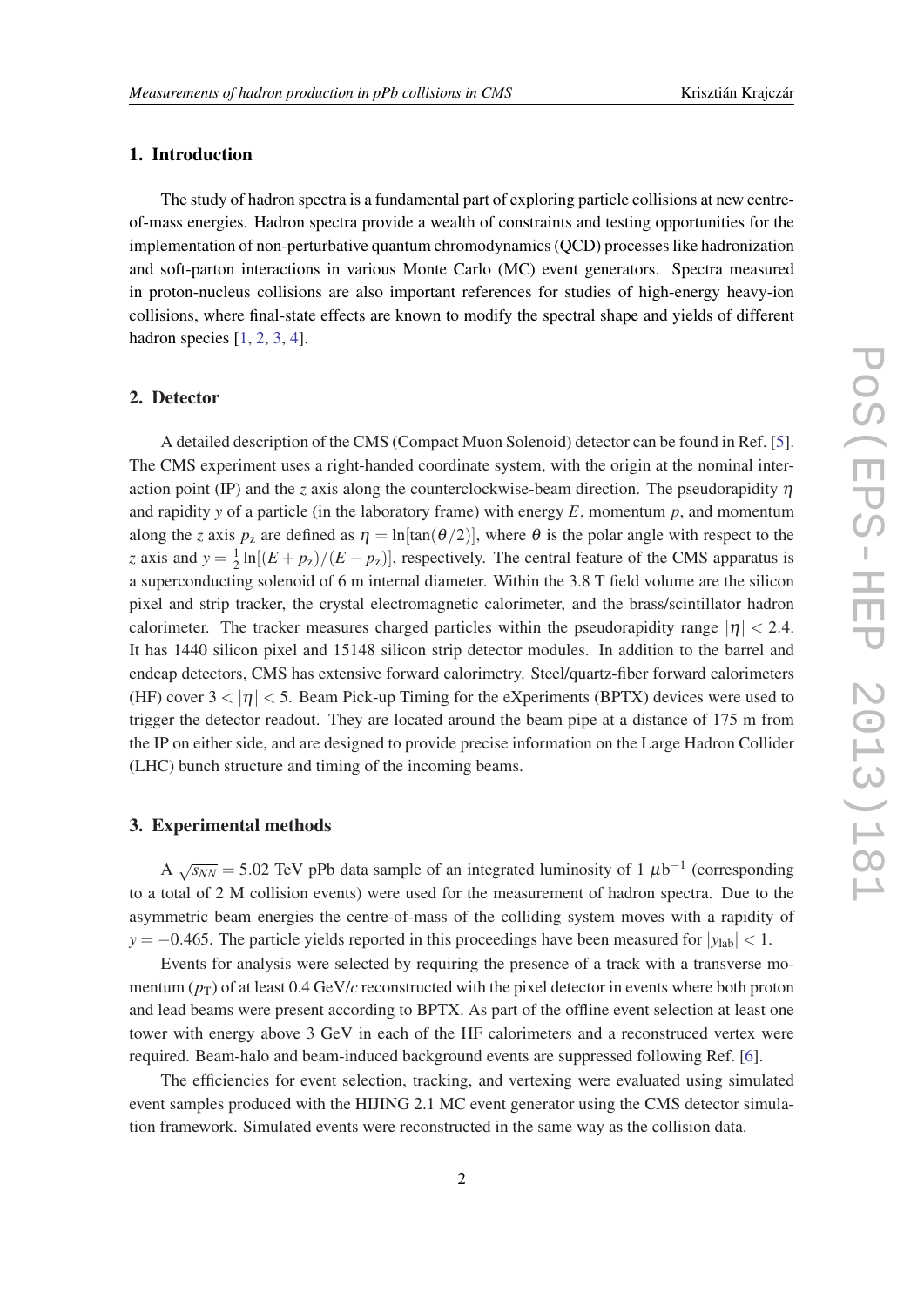## 1. Introduction

The study of hadron spectra is a fundamental part of exploring particle collisions at new centre-of-mass energies. Hadron spectra provide a wealth of constraints and testing opportunities for the implementation of non-perturbative quantum chromodynamics (QCD) processes like hadronization and soft-parton interactions in various Monte Carlo (MC) event generators. Spectra measured in proton-nucleus collisions are also important references for studies of high-energy heavy-ion collisions, where final-state effects are known to modify the spectral shape and yields of different hadron species [1, 2, 3, 4].

## 2. Detector

A detailed description of the CMS (Compact Muon Solenoid) detector can be found in Ref. [5]. The CMS experiment uses a right-handed coordinate system, with the origin at the nominal interaction point (IP) and the $z$ axis along the counterclockwise-beam direction. The pseudorapidity $\eta$ and rapidity $y$ of a particle (in the laboratory frame) with energy $E$, momentum $p$, and momentum along the $z$ axis $p_z$ are defined as $\eta = \ln[\tan(\theta/2)]$, where $\theta$ is the polar angle with respect to the $z$ axis and $y = \frac{1}{2}\ln[(E+p_z)/(E-p_z)]$, respectively. The central feature of the CMS apparatus is a superconducting solenoid of 6 m internal diameter. Within the 3.8 T field volume are the silicon pixel and strip tracker, the crystal electromagnetic calorimeter, and the brass/scintillator hadron calorimeter. The tracker measures charged particles within the pseudorapidity range $|\eta| < 2.4$. It has 1440 silicon pixel and 15148 silicon strip detector modules. In addition to the barrel and endcap detectors, CMS has extensive forward calorimetry. Steel/quartz-fiber forward calorimeters (HF) cover $3 < |\eta| < 5$. Beam Pick-up Timing for the eXperiments (BPTX) devices were used to trigger the detector readout. They are located around the beam pipe at a distance of 175 m from the IP on either side, and are designed to provide precise information on the Large Hadron Collider (LHC) bunch structure and timing of the incoming beams.

## 3. Experimental methods

A $\sqrt{s_{NN}} = 5.02$ TeV pPb data sample of an integrated luminosity of 1 $\mu\mathrm{b}^{-1}$ (corresponding to a total of 2 M collision events) were used for the measurement of hadron spectra. Due to the asymmetric beam energies the centre-of-mass of the colliding system moves with a rapidity of $y = -0.465$. The particle yields reported in this proceedings have been measured for $|y_{\mathrm{lab}}| < 1$.

Events for analysis were selected by requiring the presence of a track with a transverse momentum ($p_{\mathrm{T}}$) of at least 0.4 GeV/$c$ reconstructed with the pixel detector in events where both proton and lead beams were present according to BPTX. As part of the offline event selection at least one tower with energy above 3 GeV in each of the HF calorimeters and a reconstruced vertex were required. Beam-halo and beam-induced background events are suppressed following Ref. [6].

The efficiencies for event selection, tracking, and vertexing were evaluated using simulated event samples produced with the HIJING 2.1 MC event generator using the CMS detector simulation framework. Simulated events were reconstructed in the same way as the collision data.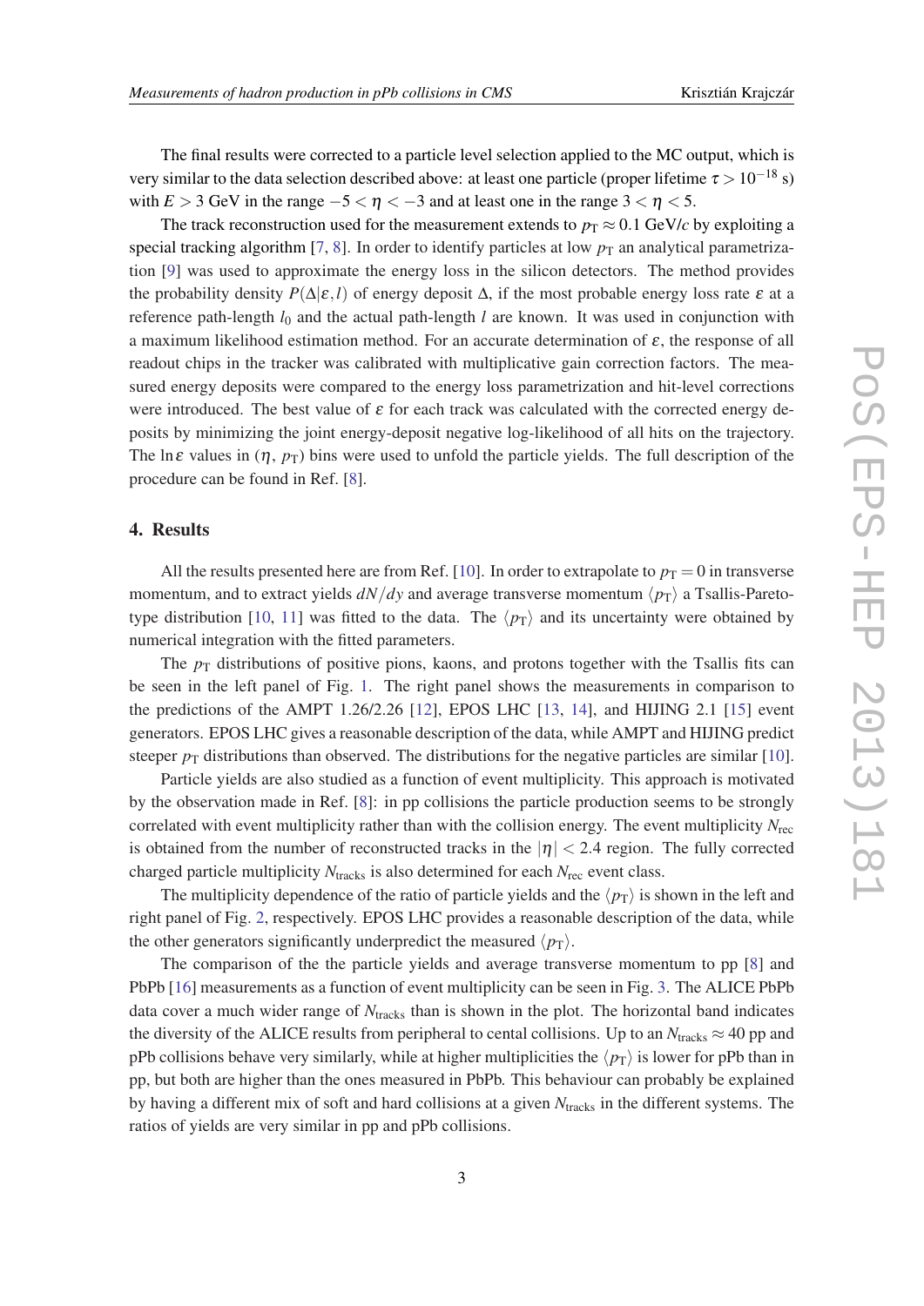The final results were corrected to a particle level selection applied to the MC output, which is very similar to the data selection described above: at least one particle (proper lifetime $\tau > 10^{-18}$ s) with $E > 3$ GeV in the range $-5 < \eta < -3$ and at least one in the range $3 < \eta < 5$.

The track reconstruction used for the measurement extends to $p_{\rm T} \approx 0.1$ GeV/$c$ by exploiting a special tracking algorithm [7, 8]. In order to identify particles at low $p_{\rm T}$ an analytical parametrization [9] was used to approximate the energy loss in the silicon detectors. The method provides the probability density $P(\Delta|\varepsilon, l)$ of energy deposit $\Delta$, if the most probable energy loss rate $\varepsilon$ at a reference path-length $l_0$ and the actual path-length $l$ are known. It was used in conjunction with a maximum likelihood estimation method. For an accurate determination of $\varepsilon$, the response of all readout chips in the tracker was calibrated with multiplicative gain correction factors. The measured energy deposits were compared to the energy loss parametrization and hit-level corrections were introduced. The best value of $\varepsilon$ for each track was calculated with the corrected energy deposits by minimizing the joint energy-deposit negative log-likelihood of all hits on the trajectory. The $\ln\varepsilon$ values in ($\eta$, $p_{\rm T}$) bins were used to unfold the particle yields. The full description of the procedure can be found in Ref. [8].

## 4. Results

All the results presented here are from Ref. [10]. In order to extrapolate to $p_{\rm T} = 0$ in transverse momentum, and to extract yields $dN/dy$ and average transverse momentum $\langle p_{\rm T} \rangle$ a Tsallis-Pareto-type distribution [10, 11] was fitted to the data. The $\langle p_{\rm T} \rangle$ and its uncertainty were obtained by numerical integration with the fitted parameters.

The $p_{\rm T}$ distributions of positive pions, kaons, and protons together with the Tsallis fits can be seen in the left panel of Fig. 1. The right panel shows the measurements in comparison to the predictions of the AMPT 1.26/2.26 [12], EPOS LHC [13, 14], and HIJING 2.1 [15] event generators. EPOS LHC gives a reasonable description of the data, while AMPT and HIJING predict steeper $p_{\rm T}$ distributions than observed. The distributions for the negative particles are similar [10].

Particle yields are also studied as a function of event multiplicity. This approach is motivated by the observation made in Ref. [8]: in pp collisions the particle production seems to be strongly correlated with event multiplicity rather than with the collision energy. The event multiplicity $N_{\rm rec}$ is obtained from the number of reconstructed tracks in the $|\eta| < 2.4$ region. The fully corrected charged particle multiplicity $N_{\rm tracks}$ is also determined for each $N_{\rm rec}$ event class.

The multiplicity dependence of the ratio of particle yields and the $\langle p_{\rm T} \rangle$ is shown in the left and right panel of Fig. 2, respectively. EPOS LHC provides a reasonable description of the data, while the other generators significantly underpredict the measured $\langle p_{\rm T} \rangle$.

The comparison of the the particle yields and average transverse momentum to pp [8] and PbPb [16] measurements as a function of event multiplicity can be seen in Fig. 3. The ALICE PbPb data cover a much wider range of $N_{\rm tracks}$ than is shown in the plot. The horizontal band indicates the diversity of the ALICE results from peripheral to cental collisions. Up to an $N_{\rm tracks} \approx 40$ pp and pPb collisions behave very similarly, while at higher multiplicities the $\langle p_{\rm T} \rangle$ is lower for pPb than in pp, but both are higher than the ones measured in PbPb. This behaviour can probably be explained by having a different mix of soft and hard collisions at a given $N_{\rm tracks}$ in the different systems. The ratios of yields are very similar in pp and pPb collisions.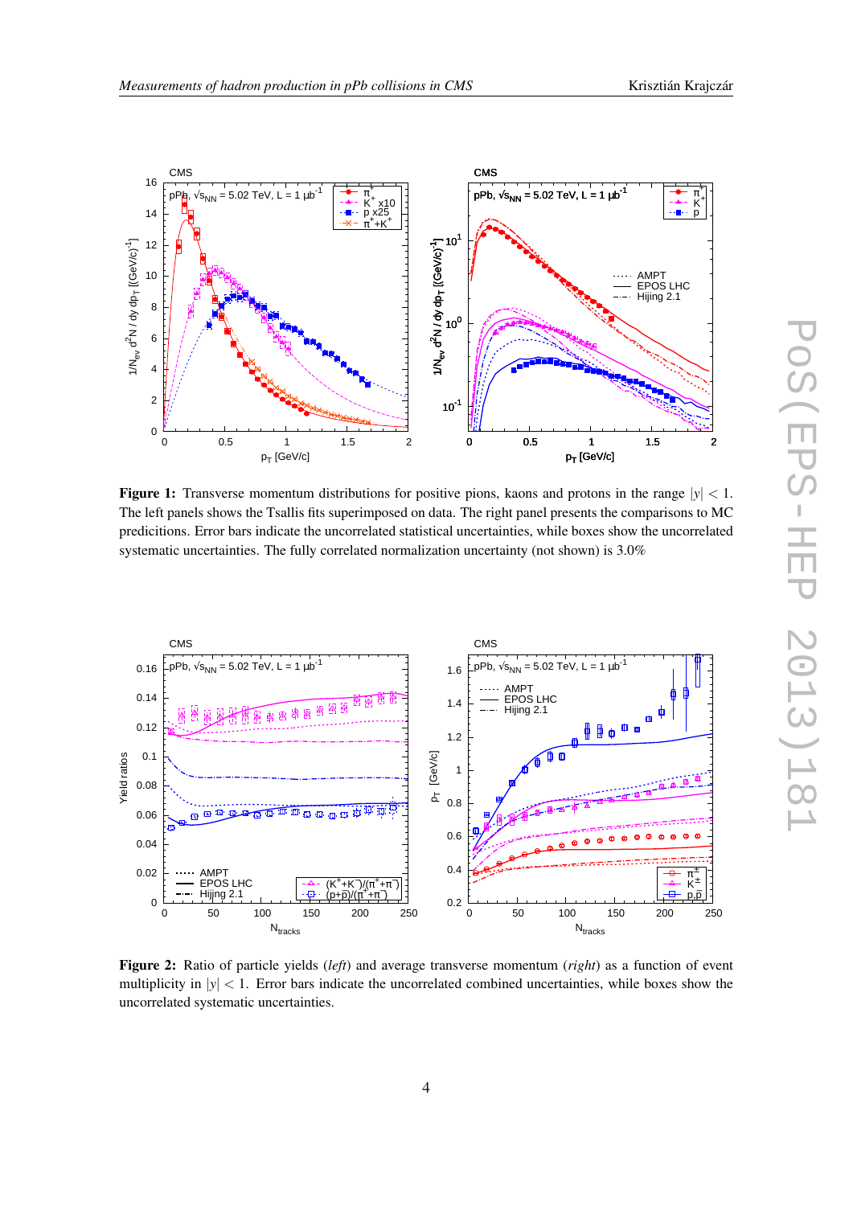CMS

pPb, $\sqrt{s_{NN}}$ = 5.02 TeV, L = 1 $\mu b^{-1}$

$\pi^+$
$K^+$ x10
p x25
$\pi^+$+$K^+$

$1/N_{ev}\, d^2N / dy\, dp_T$ [(GeV/c)$^{-1}$]

$p_T$ [GeV/c]

CMS

pPb, $\sqrt{s_{NN}}$ = 5.02 TeV, L = 1 $\mu b^{-1}$

$\pi^+$
$K^+$
p

AMPT
EPOS LHC
Hijing 2.1

$1/N_{ev}\, d^2N / dy\, dp_T$ [(GeV/c)$^{-1}$]

$p_T$ [GeV/c]

**Figure 1:** Transverse momentum distributions for positive pions, kaons and protons in the range $|y| < 1$. The left panels shows the Tsallis fits superimposed on data. The right panel presents the comparisons to MC predicitions. Error bars indicate the uncorrelated statistical uncertainties, while boxes show the uncorrelated systematic uncertainties. The fully correlated normalization uncertainty (not shown) is 3.0%

CMS

pPb, $\sqrt{s_{NN}}$ = 5.02 TeV, L = 1 $\mu b^{-1}$

AMPT
EPOS LHC
Hijing 2.1

$(K^+{+}K^-)/(\pi^+{+}\pi^-)$
$(p{+}\bar{p})/(\pi^+{+}\pi^-)$

Yield ratios

$N_{tracks}$

CMS

pPb, $\sqrt{s_{NN}}$ = 5.02 TeV, L = 1 $\mu b^{-1}$

AMPT
EPOS LHC
Hijing 2.1

$\pi^{\pm}$
$K^{\pm}$
$p,\bar{p}$

$\langle p_T \rangle$ [GeV/c]

$N_{tracks}$

**Figure 2:** Ratio of particle yields (*left*) and average transverse momentum (*right*) as a function of event multiplicity in $|y| < 1$. Error bars indicate the uncorrelated combined uncertainties, while boxes show the uncorrelated systematic uncertainties.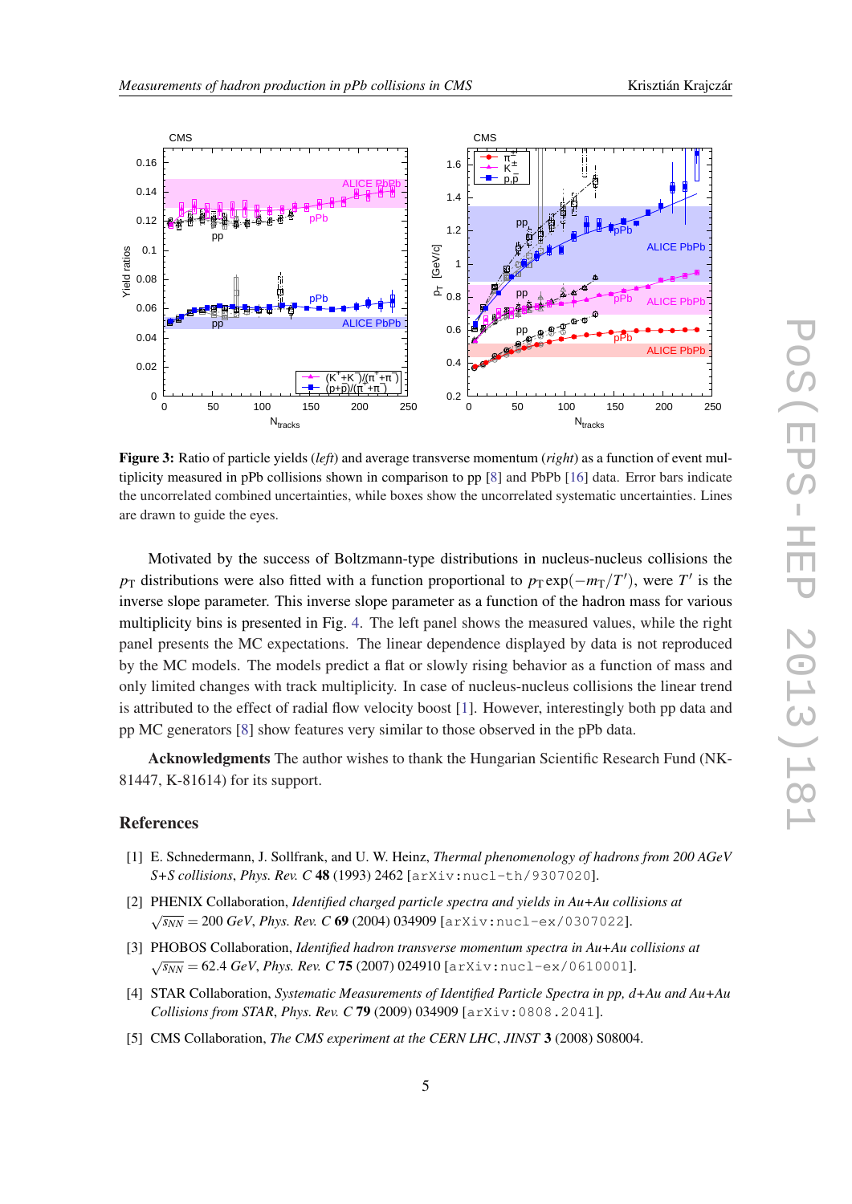CMS

Yield ratios

ALICE PbPb

pPb

pp

pPb

pp

ALICE PbPb

$(K^+ + K^-)/(\pi^+ + \pi^-)$

$(p+\bar{p})/(\pi^+ + \pi^-)$

$N_{tracks}$

CMS

$p_T$ [GeV/c]

$\pi^\pm$

$K^\pm$

$p,\bar{p}$

pp

pPb

ALICE PbPb

pp

pPb

ALICE PbPb

pp

pPb

ALICE PbPb

$N_{tracks}$

**Figure 3:** Ratio of particle yields (*left*) and average transverse momentum (*right*) as a function of event multiplicity measured in pPb collisions shown in comparison to pp [8] and PbPb [16] data. Error bars indicate the uncorrelated combined uncertainties, while boxes show the uncorrelated systematic uncertainties. Lines are drawn to guide the eyes.

Motivated by the success of Boltzmann-type distributions in nucleus-nucleus collisions the $p_T$ distributions were also fitted with a function proportional to $p_T \exp(-m_T/T')$, were $T'$ is the inverse slope parameter. This inverse slope parameter as a function of the hadron mass for various multiplicity bins is presented in Fig. 4. The left panel shows the measured values, while the right panel presents the MC expectations. The linear dependence displayed by data is not reproduced by the MC models. The models predict a flat or slowly rising behavior as a function of mass and only limited changes with track multiplicity. In case of nucleus-nucleus collisions the linear trend is attributed to the effect of radial flow velocity boost [1]. However, interestingly both pp data and pp MC generators [8] show features very similar to those observed in the pPb data.

**Acknowledgments** The author wishes to thank the Hungarian Scientific Research Fund (NK-81447, K-81614) for its support.

## References

[1] E. Schnedermann, J. Sollfrank, and U. W. Heinz, *Thermal phenomenology of hadrons from 200 AGeV S+S collisions*, *Phys. Rev. C* **48** (1993) 2462 [arXiv:nucl-th/9307020].

[2] PHENIX Collaboration, *Identified charged particle spectra and yields in Au+Au collisions at* $\sqrt{s_{NN}} = 200$ *GeV*, *Phys. Rev. C* **69** (2004) 034909 [arXiv:nucl-ex/0307022].

[3] PHOBOS Collaboration, *Identified hadron transverse momentum spectra in Au+Au collisions at* $\sqrt{s_{NN}} = 62.4$ *GeV*, *Phys. Rev. C* **75** (2007) 024910 [arXiv:nucl-ex/0610001].

[4] STAR Collaboration, *Systematic Measurements of Identified Particle Spectra in pp, d+Au and Au+Au Collisions from STAR*, *Phys. Rev. C* **79** (2009) 034909 [arXiv:0808.2041].

[5] CMS Collaboration, *The CMS experiment at the CERN LHC*, *JINST* **3** (2008) S08004.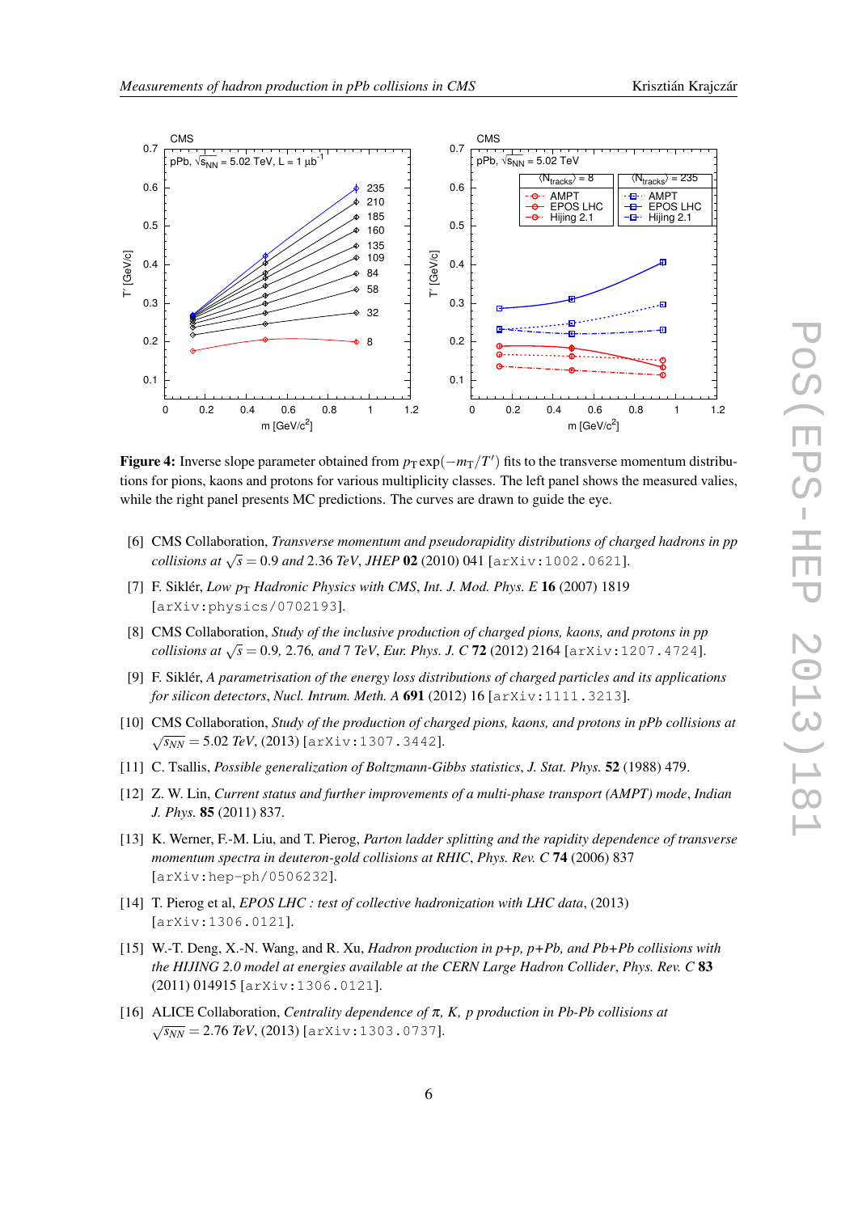CMS

pPb, $\sqrt{s_{NN}}$ = 5.02 TeV, L = 1 μb$^{-1}$

T' [GeV/c]

m [GeV/c$^2$]

235
210
185
160
135
109
84
58
32
8

CMS

pPb, $\sqrt{s_{NN}}$ = 5.02 TeV

$\langle N_{tracks} \rangle$ = 8: AMPT, EPOS LHC, Hijing 2.1

$\langle N_{tracks} \rangle$ = 235: AMPT, EPOS LHC, Hijing 2.1

T' [GeV/c]

m [GeV/c$^2$]

**Figure 4:** Inverse slope parameter obtained from $p_T \exp(-m_T/T')$ fits to the transverse momentum distributions for pions, kaons and protons for various multiplicity classes. The left panel shows the measured valies, while the right panel presents MC predictions. The curves are drawn to guide the eye.

[6] CMS Collaboration, *Transverse momentum and pseudorapidity distributions of charged hadrons in pp collisions at* $\sqrt{s} = 0.9$ *and* 2.36 *TeV*, *JHEP* **02** (2010) 041 [arXiv:1002.0621].

[7] F. Siklér, *Low* $p_T$ *Hadronic Physics with CMS*, *Int. J. Mod. Phys. E* **16** (2007) 1819 [arXiv:physics/0702193].

[8] CMS Collaboration, *Study of the inclusive production of charged pions, kaons, and protons in pp collisions at* $\sqrt{s} = 0.9$*,* 2.76*, and* 7 *TeV*, *Eur. Phys. J. C* **72** (2012) 2164 [arXiv:1207.4724].

[9] F. Siklér, *A parametrisation of the energy loss distributions of charged particles and its applications for silicon detectors*, *Nucl. Intrum. Meth. A* **691** (2012) 16 [arXiv:1111.3213].

[10] CMS Collaboration, *Study of the production of charged pions, kaons, and protons in pPb collisions at* $\sqrt{s_{NN}} = 5.02$ *TeV*, (2013) [arXiv:1307.3442].

[11] C. Tsallis, *Possible generalization of Boltzmann-Gibbs statistics*, *J. Stat. Phys.* **52** (1988) 479.

[12] Z. W. Lin, *Current status and further improvements of a multi-phase transport (AMPT) mode*, *Indian J. Phys.* **85** (2011) 837.

[13] K. Werner, F.-M. Liu, and T. Pierog, *Parton ladder splitting and the rapidity dependence of transverse momentum spectra in deuteron-gold collisions at RHIC*, *Phys. Rev. C* **74** (2006) 837 [arXiv:hep-ph/0506232].

[14] T. Pierog et al, *EPOS LHC : test of collective hadronization with LHC data*, (2013) [arXiv:1306.0121].

[15] W.-T. Deng, X.-N. Wang, and R. Xu, *Hadron production in p+p, p+Pb, and Pb+Pb collisions with the HIJING 2.0 model at energies available at the CERN Large Hadron Collider*, *Phys. Rev. C* **83** (2011) 014915 [arXiv:1306.0121].

[16] ALICE Collaboration, *Centrality dependence of* $\pi$*, K, p production in Pb-Pb collisions at* $\sqrt{s_{NN}} = 2.76$ *TeV*, (2013) [arXiv:1303.0737].